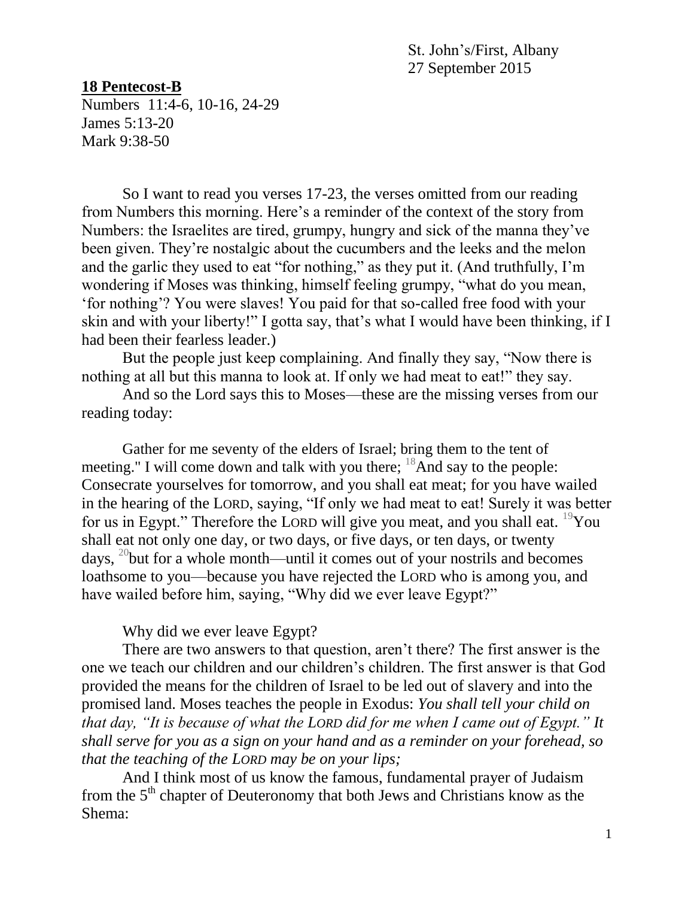St. John's/First, Albany
27 September 2015

**18 Pentecost-B**

Numbers 11:4-6, 10-16, 24-29
James 5:13-20
Mark 9:38-50

So I want to read you verses 17-23, the verses omitted from our reading from Numbers this morning. Here's a reminder of the context of the story from Numbers: the Israelites are tired, grumpy, hungry and sick of the manna they've been given. They're nostalgic about the cucumbers and the leeks and the melon and the garlic they used to eat "for nothing," as they put it. (And truthfully, I'm wondering if Moses was thinking, himself feeling grumpy, "what do you mean, 'for nothing'? You were slaves! You paid for that so-called free food with your skin and with your liberty!" I gotta say, that's what I would have been thinking, if I had been their fearless leader.)

But the people just keep complaining. And finally they say, "Now there is nothing at all but this manna to look at. If only we had meat to eat!" they say.

And so the Lord says this to Moses—these are the missing verses from our reading today:

Gather for me seventy of the elders of Israel; bring them to the tent of meeting." I will come down and talk with you there; [18]And say to the people: Consecrate yourselves for tomorrow, and you shall eat meat; for you have wailed in the hearing of the LORD, saying, "If only we had meat to eat! Surely it was better for us in Egypt." Therefore the LORD will give you meat, and you shall eat. [19]You shall eat not only one day, or two days, or five days, or ten days, or twenty days, [20]but for a whole month—until it comes out of your nostrils and becomes loathsome to you—because you have rejected the LORD who is among you, and have wailed before him, saying, "Why did we ever leave Egypt?"

Why did we ever leave Egypt?

There are two answers to that question, aren't there? The first answer is the one we teach our children and our children's children. The first answer is that God provided the means for the children of Israel to be led out of slavery and into the promised land. Moses teaches the people in Exodus: *You shall tell your child on that day, "It is because of what the LORD did for me when I came out of Egypt." It shall serve for you as a sign on your hand and as a reminder on your forehead, so that the teaching of the LORD may be on your lips;*

And I think most of us know the famous, fundamental prayer of Judaism from the 5th chapter of Deuteronomy that both Jews and Christians know as the Shema: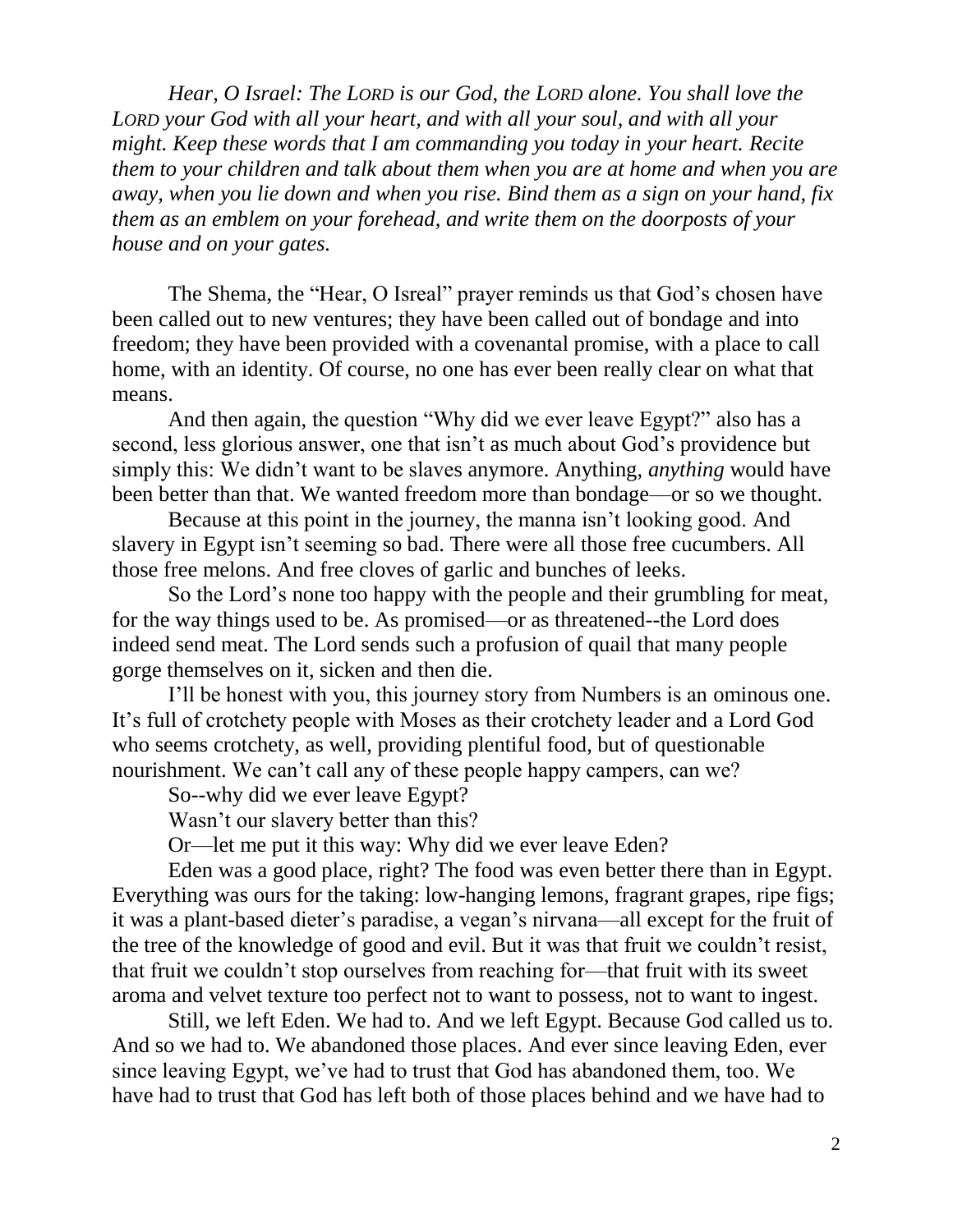*Hear, O Israel: The LORD is our God, the LORD alone. You shall love the LORD your God with all your heart, and with all your soul, and with all your might. Keep these words that I am commanding you today in your heart. Recite them to your children and talk about them when you are at home and when you are away, when you lie down and when you rise. Bind them as a sign on your hand, fix them as an emblem on your forehead, and write them on the doorposts of your house and on your gates.*

The Shema, the "Hear, O Isreal" prayer reminds us that God's chosen have been called out to new ventures; they have been called out of bondage and into freedom; they have been provided with a covenantal promise, with a place to call home, with an identity. Of course, no one has ever been really clear on what that means.

And then again, the question "Why did we ever leave Egypt?" also has a second, less glorious answer, one that isn't as much about God's providence but simply this: We didn't want to be slaves anymore. Anything, *anything* would have been better than that. We wanted freedom more than bondage—or so we thought.

Because at this point in the journey, the manna isn't looking good. And slavery in Egypt isn't seeming so bad. There were all those free cucumbers. All those free melons. And free cloves of garlic and bunches of leeks.

So the Lord's none too happy with the people and their grumbling for meat, for the way things used to be. As promised—or as threatened--the Lord does indeed send meat. The Lord sends such a profusion of quail that many people gorge themselves on it, sicken and then die.

I'll be honest with you, this journey story from Numbers is an ominous one. It's full of crotchety people with Moses as their crotchety leader and a Lord God who seems crotchety, as well, providing plentiful food, but of questionable nourishment. We can't call any of these people happy campers, can we?

So--why did we ever leave Egypt?

Wasn't our slavery better than this?

Or—let me put it this way: Why did we ever leave Eden?

Eden was a good place, right? The food was even better there than in Egypt. Everything was ours for the taking: low-hanging lemons, fragrant grapes, ripe figs; it was a plant-based dieter's paradise, a vegan's nirvana—all except for the fruit of the tree of the knowledge of good and evil. But it was that fruit we couldn't resist, that fruit we couldn't stop ourselves from reaching for—that fruit with its sweet aroma and velvet texture too perfect not to want to possess, not to want to ingest.

Still, we left Eden. We had to. And we left Egypt. Because God called us to. And so we had to. We abandoned those places. And ever since leaving Eden, ever since leaving Egypt, we've had to trust that God has abandoned them, too. We have had to trust that God has left both of those places behind and we have had to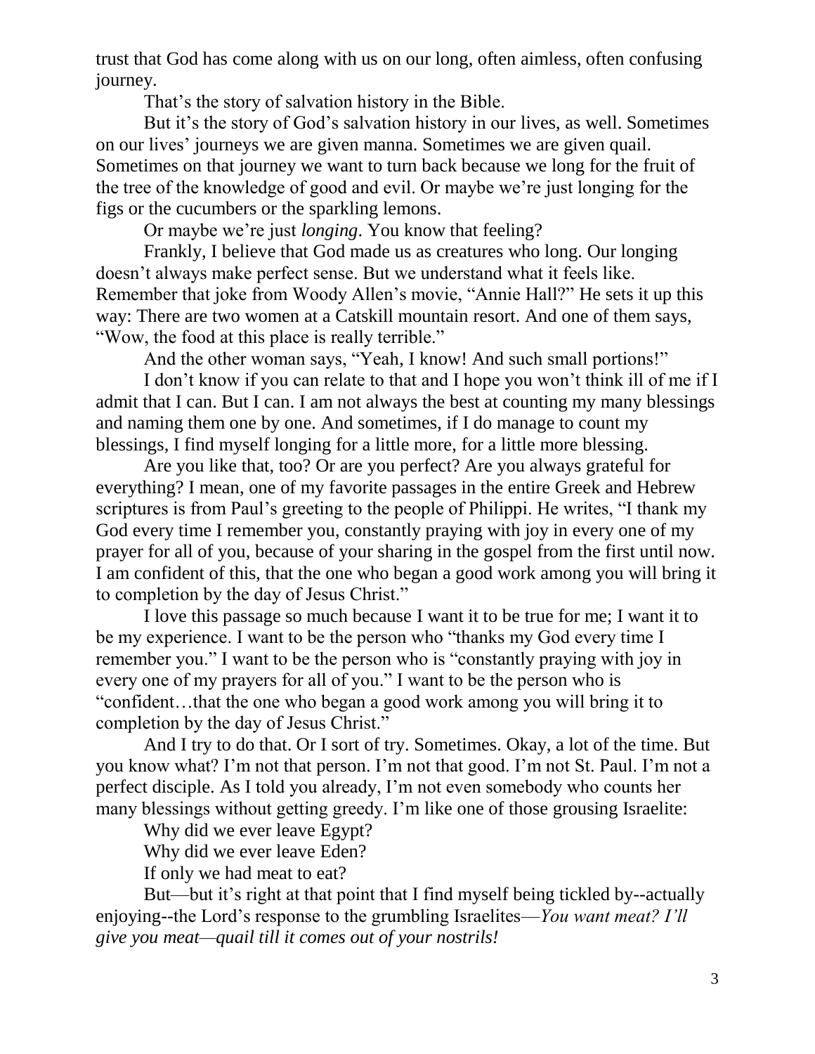trust that God has come along with us on our long, often aimless, often confusing journey.

That's the story of salvation history in the Bible.

But it's the story of God's salvation history in our lives, as well. Sometimes on our lives' journeys we are given manna. Sometimes we are given quail. Sometimes on that journey we want to turn back because we long for the fruit of the tree of the knowledge of good and evil. Or maybe we're just longing for the figs or the cucumbers or the sparkling lemons.

Or maybe we're just *longing*. You know that feeling?

Frankly, I believe that God made us as creatures who long. Our longing doesn't always make perfect sense. But we understand what it feels like. Remember that joke from Woody Allen's movie, "Annie Hall?" He sets it up this way: There are two women at a Catskill mountain resort. And one of them says, "Wow, the food at this place is really terrible."

And the other woman says, "Yeah, I know! And such small portions!"

I don't know if you can relate to that and I hope you won't think ill of me if I admit that I can. But I can. I am not always the best at counting my many blessings and naming them one by one. And sometimes, if I do manage to count my blessings, I find myself longing for a little more, for a little more blessing.

Are you like that, too? Or are you perfect? Are you always grateful for everything? I mean, one of my favorite passages in the entire Greek and Hebrew scriptures is from Paul's greeting to the people of Philippi. He writes, "I thank my God every time I remember you, constantly praying with joy in every one of my prayer for all of you, because of your sharing in the gospel from the first until now. I am confident of this, that the one who began a good work among you will bring it to completion by the day of Jesus Christ."

I love this passage so much because I want it to be true for me; I want it to be my experience. I want to be the person who "thanks my God every time I remember you." I want to be the person who is "constantly praying with joy in every one of my prayers for all of you." I want to be the person who is "confident…that the one who began a good work among you will bring it to completion by the day of Jesus Christ."

And I try to do that. Or I sort of try. Sometimes. Okay, a lot of the time. But you know what? I'm not that person. I'm not that good. I'm not St. Paul. I'm not a perfect disciple. As I told you already, I'm not even somebody who counts her many blessings without getting greedy. I'm like one of those grousing Israelite:

Why did we ever leave Egypt?

Why did we ever leave Eden?

If only we had meat to eat?

But—but it's right at that point that I find myself being tickled by--actually enjoying--the Lord's response to the grumbling Israelites—*You want meat? I'll give you meat—quail till it comes out of your nostrils!*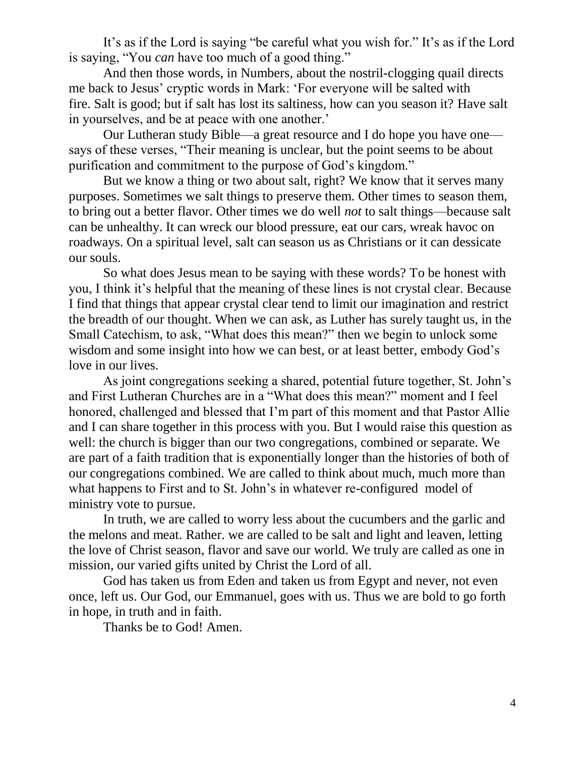It's as if the Lord is saying "be careful what you wish for." It's as if the Lord is saying, "You *can* have too much of a good thing."

And then those words, in Numbers, about the nostril-clogging quail directs me back to Jesus' cryptic words in Mark: 'For everyone will be salted with fire. Salt is good; but if salt has lost its saltiness, how can you season it? Have salt in yourselves, and be at peace with one another.'

Our Lutheran study Bible—a great resource and I do hope you have one—says of these verses, "Their meaning is unclear, but the point seems to be about purification and commitment to the purpose of God's kingdom."

But we know a thing or two about salt, right? We know that it serves many purposes. Sometimes we salt things to preserve them. Other times to season them, to bring out a better flavor. Other times we do well *not* to salt things—because salt can be unhealthy. It can wreck our blood pressure, eat our cars, wreak havoc on roadways. On a spiritual level, salt can season us as Christians or it can dessicate our souls.

So what does Jesus mean to be saying with these words? To be honest with you, I think it's helpful that the meaning of these lines is not crystal clear. Because I find that things that appear crystal clear tend to limit our imagination and restrict the breadth of our thought. When we can ask, as Luther has surely taught us, in the Small Catechism, to ask, "What does this mean?" then we begin to unlock some wisdom and some insight into how we can best, or at least better, embody God's love in our lives.

As joint congregations seeking a shared, potential future together, St. John's and First Lutheran Churches are in a "What does this mean?" moment and I feel honored, challenged and blessed that I'm part of this moment and that Pastor Allie and I can share together in this process with you. But I would raise this question as well: the church is bigger than our two congregations, combined or separate. We are part of a faith tradition that is exponentially longer than the histories of both of our congregations combined. We are called to think about much, much more than what happens to First and to St. John's in whatever re-configured model of ministry vote to pursue.

In truth, we are called to worry less about the cucumbers and the garlic and the melons and meat. Rather. we are called to be salt and light and leaven, letting the love of Christ season, flavor and save our world. We truly are called as one in mission, our varied gifts united by Christ the Lord of all.

God has taken us from Eden and taken us from Egypt and never, not even once, left us. Our God, our Emmanuel, goes with us. Thus we are bold to go forth in hope, in truth and in faith.

Thanks be to God! Amen.